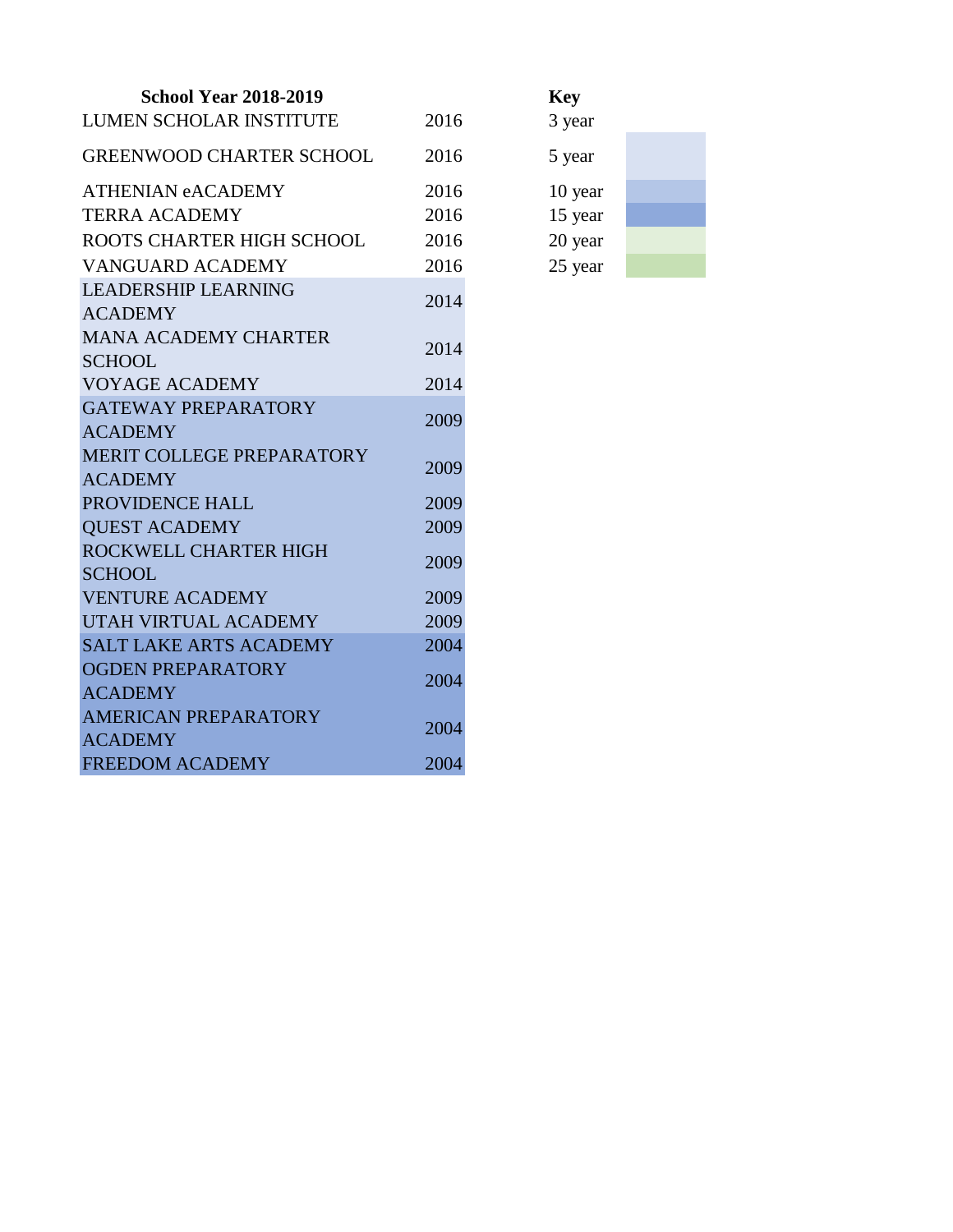| School Year 2018-2019 | |
|---|---|
| LUMEN SCHOLAR INSTITUTE | 2016 |
| GREENWOOD CHARTER SCHOOL | 2016 |
| ATHENIAN eACADEMY | 2016 |
| TERRA ACADEMY | 2016 |
| ROOTS CHARTER HIGH SCHOOL | 2016 |
| VANGUARD ACADEMY | 2016 |
| LEADERSHIP LEARNING ACADEMY | 2014 |
| MANA ACADEMY CHARTER SCHOOL | 2014 |
| VOYAGE ACADEMY | 2014 |
| GATEWAY PREPARATORY ACADEMY | 2009 |
| MERIT COLLEGE PREPARATORY ACADEMY | 2009 |
| PROVIDENCE HALL | 2009 |
| QUEST ACADEMY | 2009 |
| ROCKWELL CHARTER HIGH SCHOOL | 2009 |
| VENTURE ACADEMY | 2009 |
| UTAH VIRTUAL ACADEMY | 2009 |
| SALT LAKE ARTS ACADEMY | 2004 |
| OGDEN PREPARATORY ACADEMY | 2004 |
| AMERICAN PREPARATORY ACADEMY | 2004 |
| FREEDOM ACADEMY | 2004 |

| Key |
|---|
| 3 year |
| 5 year |
| 10 year |
| 15 year |
| 20 year |
| 25 year |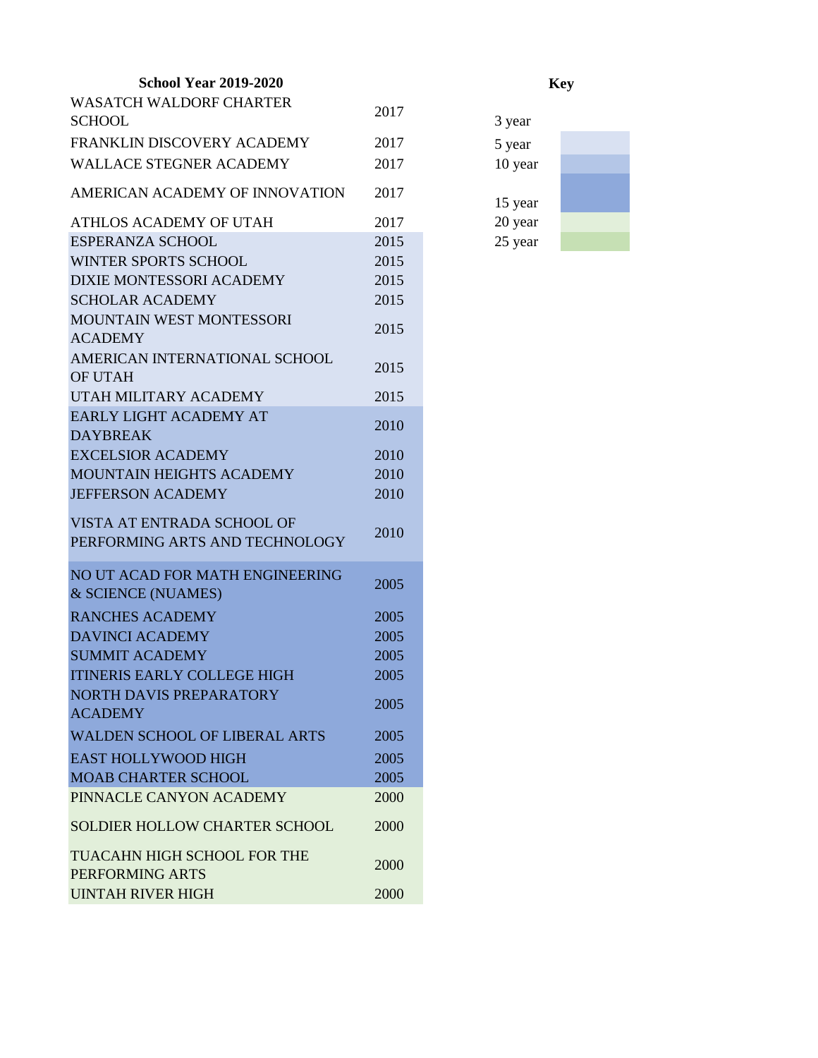**School Year 2019-2020**

| School | Year |
|---|---|
| WASATCH WALDORF CHARTER SCHOOL | 2017 |
| FRANKLIN DISCOVERY ACADEMY | 2017 |
| WALLACE STEGNER ACADEMY | 2017 |
| AMERICAN ACADEMY OF INNOVATION | 2017 |
| ATHLOS ACADEMY OF UTAH | 2017 |
| ESPERANZA SCHOOL | 2015 |
| WINTER SPORTS SCHOOL | 2015 |
| DIXIE MONTESSORI ACADEMY | 2015 |
| SCHOLAR ACADEMY | 2015 |
| MOUNTAIN WEST MONTESSORI ACADEMY | 2015 |
| AMERICAN INTERNATIONAL SCHOOL OF UTAH | 2015 |
| UTAH MILITARY ACADEMY | 2015 |
| EARLY LIGHT ACADEMY AT DAYBREAK | 2010 |
| EXCELSIOR ACADEMY | 2010 |
| MOUNTAIN HEIGHTS ACADEMY | 2010 |
| JEFFERSON ACADEMY | 2010 |
| VISTA AT ENTRADA SCHOOL OF PERFORMING ARTS AND TECHNOLOGY | 2010 |
| NO UT ACAD FOR MATH ENGINEERING & SCIENCE (NUAMES) | 2005 |
| RANCHES ACADEMY | 2005 |
| DAVINCI ACADEMY | 2005 |
| SUMMIT ACADEMY | 2005 |
| ITINERIS EARLY COLLEGE HIGH | 2005 |
| NORTH DAVIS PREPARATORY ACADEMY | 2005 |
| WALDEN SCHOOL OF LIBERAL ARTS | 2005 |
| EAST HOLLYWOOD HIGH | 2005 |
| MOAB CHARTER SCHOOL | 2005 |
| PINNACLE CANYON ACADEMY | 2000 |
| SOLDIER HOLLOW CHARTER SCHOOL | 2000 |
| TUACAHN HIGH SCHOOL FOR THE PERFORMING ARTS | 2000 |
| UINTAH RIVER HIGH | 2000 |

**Key**

- 3 year
- 5 year
- 10 year
- 15 year
- 20 year
- 25 year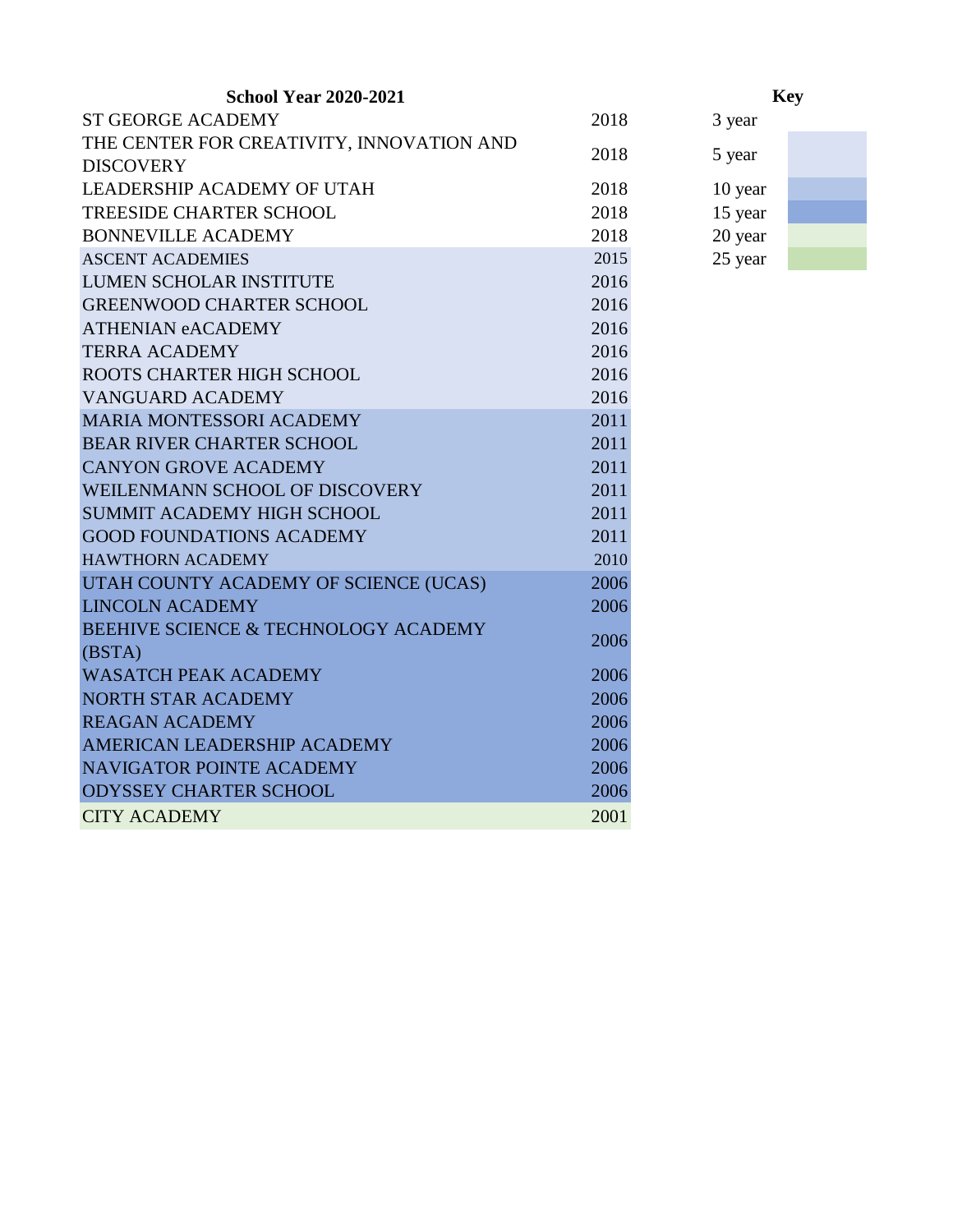| School Year 2020-2021 | |
|---|---|
| ST GEORGE ACADEMY | 2018 |
| THE CENTER FOR CREATIVITY, INNOVATION AND DISCOVERY | 2018 |
| LEADERSHIP ACADEMY OF UTAH | 2018 |
| TREESIDE CHARTER SCHOOL | 2018 |
| BONNEVILLE ACADEMY | 2018 |
| ASCENT ACADEMIES | 2015 |
| LUMEN SCHOLAR INSTITUTE | 2016 |
| GREENWOOD CHARTER SCHOOL | 2016 |
| ATHENIAN eACADEMY | 2016 |
| TERRA ACADEMY | 2016 |
| ROOTS CHARTER HIGH SCHOOL | 2016 |
| VANGUARD ACADEMY | 2016 |
| MARIA MONTESSORI ACADEMY | 2011 |
| BEAR RIVER CHARTER SCHOOL | 2011 |
| CANYON GROVE ACADEMY | 2011 |
| WEILENMANN SCHOOL OF DISCOVERY | 2011 |
| SUMMIT ACADEMY HIGH SCHOOL | 2011 |
| GOOD FOUNDATIONS ACADEMY | 2011 |
| HAWTHORN ACADEMY | 2010 |
| UTAH COUNTY ACADEMY OF SCIENCE (UCAS) | 2006 |
| LINCOLN ACADEMY | 2006 |
| BEEHIVE SCIENCE & TECHNOLOGY ACADEMY (BSTA) | 2006 |
| WASATCH PEAK ACADEMY | 2006 |
| NORTH STAR ACADEMY | 2006 |
| REAGAN ACADEMY | 2006 |
| AMERICAN LEADERSHIP ACADEMY | 2006 |
| NAVIGATOR POINTE ACADEMY | 2006 |
| ODYSSEY CHARTER SCHOOL | 2006 |
| CITY ACADEMY | 2001 |

**Key**

- 3 year
- 5 year
- 10 year
- 15 year
- 20 year
- 25 year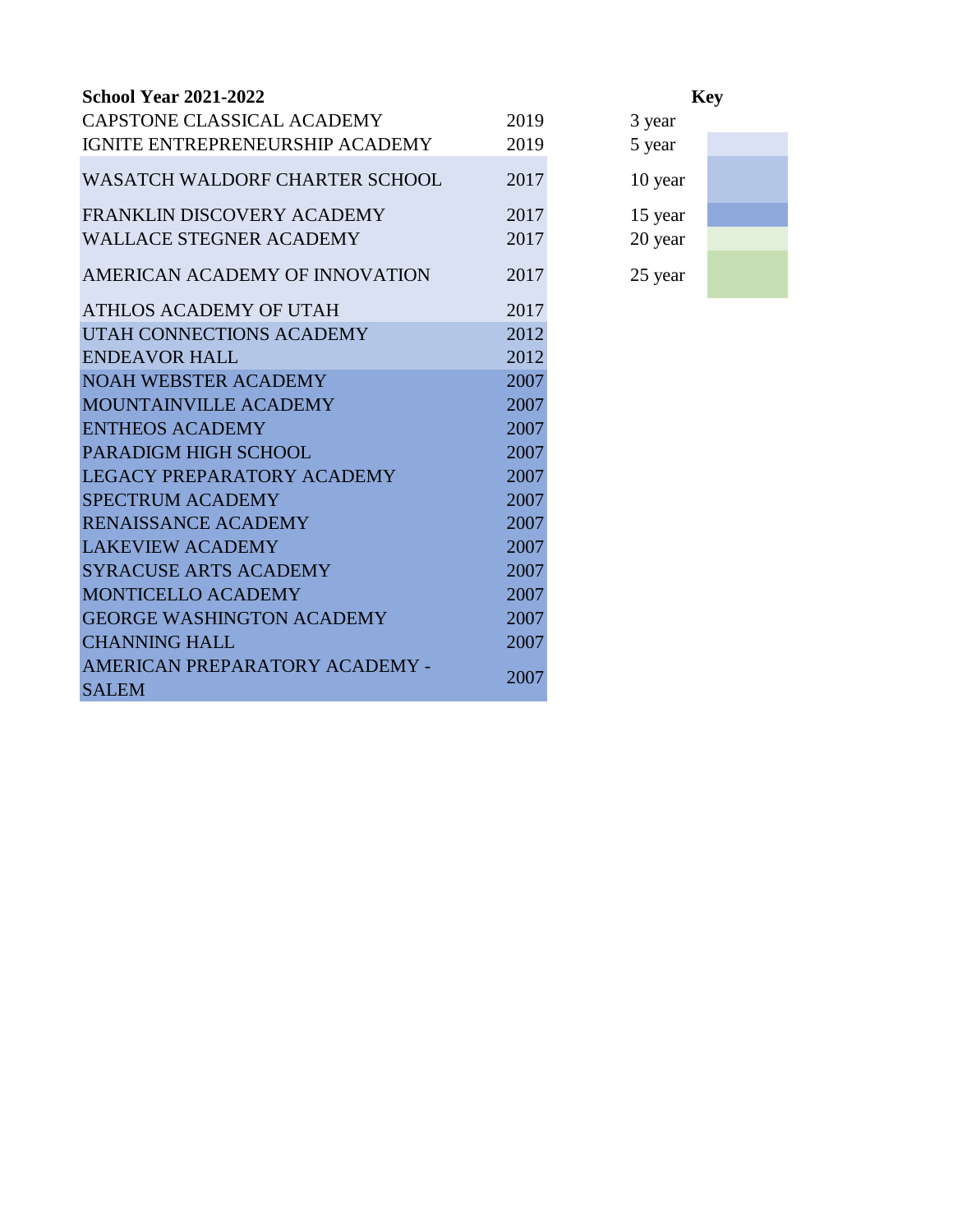**School Year 2021-2022**

| School | Year |
|---|---|
| CAPSTONE CLASSICAL ACADEMY | 2019 |
| IGNITE ENTREPRENEURSHIP ACADEMY | 2019 |
| WASATCH WALDORF CHARTER SCHOOL | 2017 |
| FRANKLIN DISCOVERY ACADEMY | 2017 |
| WALLACE STEGNER ACADEMY | 2017 |
| AMERICAN ACADEMY OF INNOVATION | 2017 |
| ATHLOS ACADEMY OF UTAH | 2017 |
| UTAH CONNECTIONS ACADEMY | 2012 |
| ENDEAVOR HALL | 2012 |
| NOAH WEBSTER ACADEMY | 2007 |
| MOUNTAINVILLE ACADEMY | 2007 |
| ENTHEOS ACADEMY | 2007 |
| PARADIGM HIGH SCHOOL | 2007 |
| LEGACY PREPARATORY ACADEMY | 2007 |
| SPECTRUM ACADEMY | 2007 |
| RENAISSANCE ACADEMY | 2007 |
| LAKEVIEW ACADEMY | 2007 |
| SYRACUSE ARTS ACADEMY | 2007 |
| MONTICELLO ACADEMY | 2007 |
| GEORGE WASHINGTON ACADEMY | 2007 |
| CHANNING HALL | 2007 |
| AMERICAN PREPARATORY ACADEMY - SALEM | 2007 |

**Key**

- 3 year
- 5 year
- 10 year
- 15 year
- 20 year
- 25 year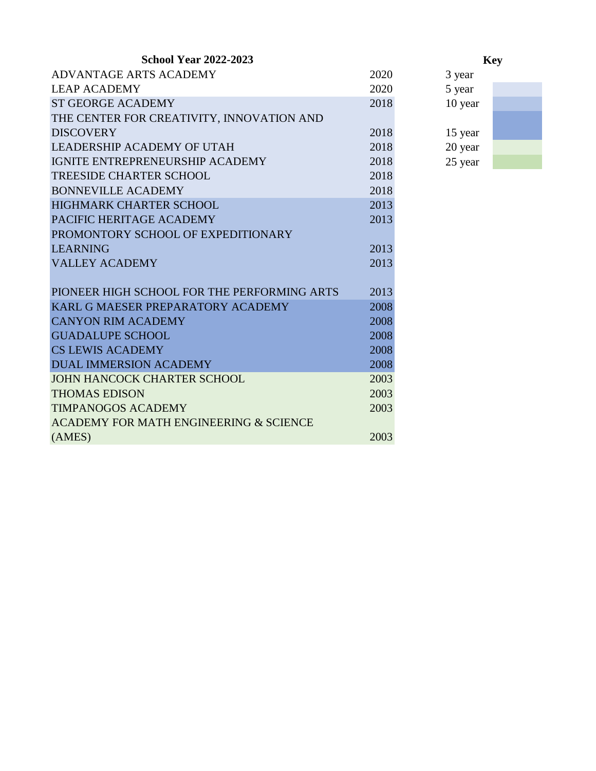**School Year 2022-2023**

| School | Year |
|---|---|
| ADVANTAGE ARTS ACADEMY | 2020 |
| LEAP ACADEMY | 2020 |
| ST GEORGE ACADEMY | 2018 |
| THE CENTER FOR CREATIVITY, INNOVATION AND DISCOVERY | 2018 |
| LEADERSHIP ACADEMY OF UTAH | 2018 |
| IGNITE ENTREPRENEURSHIP ACADEMY | 2018 |
| TREESIDE CHARTER SCHOOL | 2018 |
| BONNEVILLE ACADEMY | 2018 |
| HIGHMARK CHARTER SCHOOL | 2013 |
| PACIFIC HERITAGE ACADEMY | 2013 |
| PROMONTORY SCHOOL OF EXPEDITIONARY LEARNING | 2013 |
| VALLEY ACADEMY | 2013 |
| PIONEER HIGH SCHOOL FOR THE PERFORMING ARTS | 2013 |
| KARL G MAESER PREPARATORY ACADEMY | 2008 |
| CANYON RIM ACADEMY | 2008 |
| GUADALUPE SCHOOL | 2008 |
| CS LEWIS ACADEMY | 2008 |
| DUAL IMMERSION ACADEMY | 2008 |
| JOHN HANCOCK CHARTER SCHOOL | 2003 |
| THOMAS EDISON | 2003 |
| TIMPANOGOS ACADEMY | 2003 |
| ACADEMY FOR MATH ENGINEERING & SCIENCE (AMES) | 2003 |

**Key**

- 3 year
- 5 year
- 10 year
- 15 year
- 20 year
- 25 year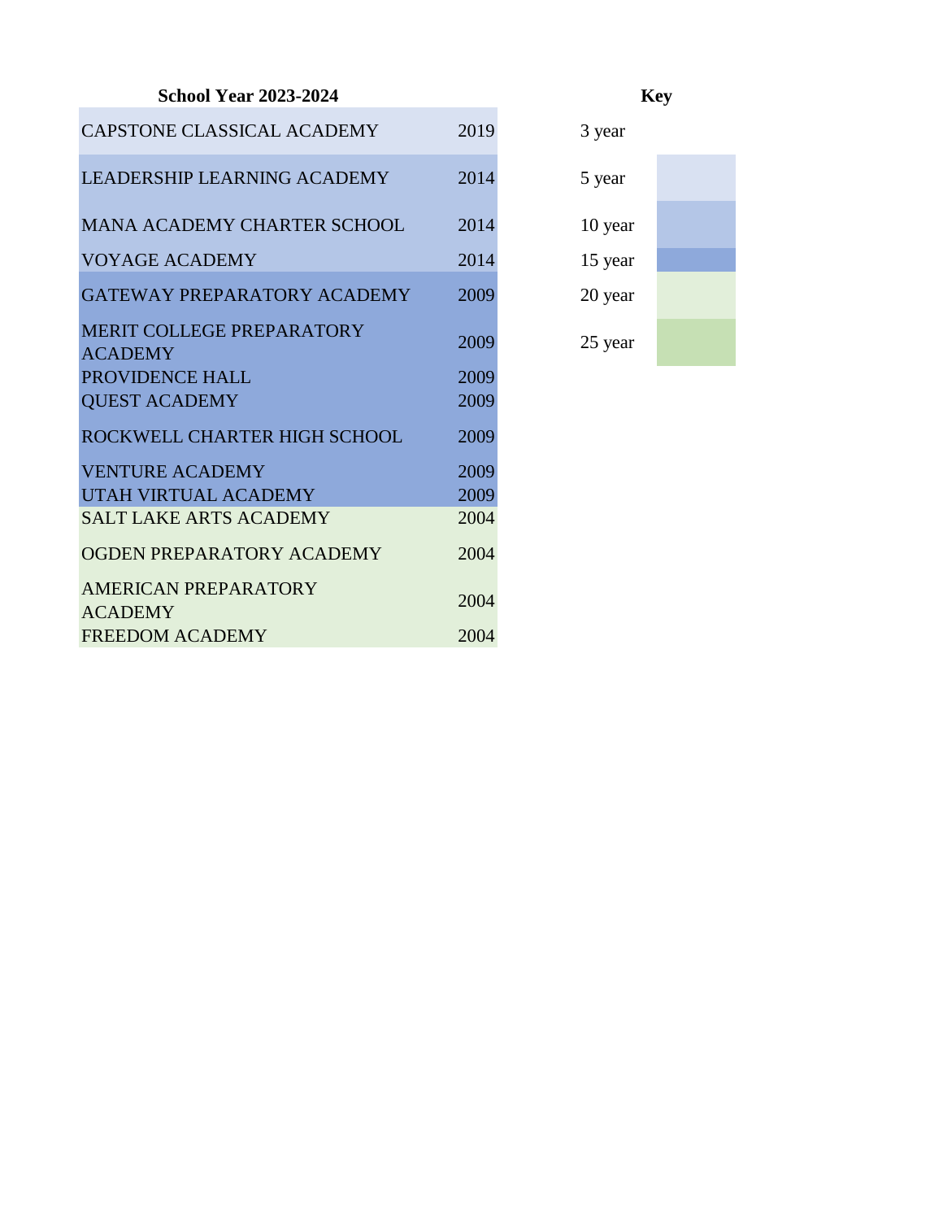**School Year 2023-2024**

| School | Year |
|---|---|
| CAPSTONE CLASSICAL ACADEMY | 2019 |
| LEADERSHIP LEARNING ACADEMY | 2014 |
| MANA ACADEMY CHARTER SCHOOL | 2014 |
| VOYAGE ACADEMY | 2014 |
| GATEWAY PREPARATORY ACADEMY | 2009 |
| MERIT COLLEGE PREPARATORY ACADEMY | 2009 |
| PROVIDENCE HALL | 2009 |
| QUEST ACADEMY | 2009 |
| ROCKWELL CHARTER HIGH SCHOOL | 2009 |
| VENTURE ACADEMY | 2009 |
| UTAH VIRTUAL ACADEMY | 2009 |
| SALT LAKE ARTS ACADEMY | 2004 |
| OGDEN PREPARATORY ACADEMY | 2004 |
| AMERICAN PREPARATORY ACADEMY | 2004 |
| FREEDOM ACADEMY | 2004 |

**Key**

- 3 year
- 5 year
- 10 year
- 15 year
- 20 year
- 25 year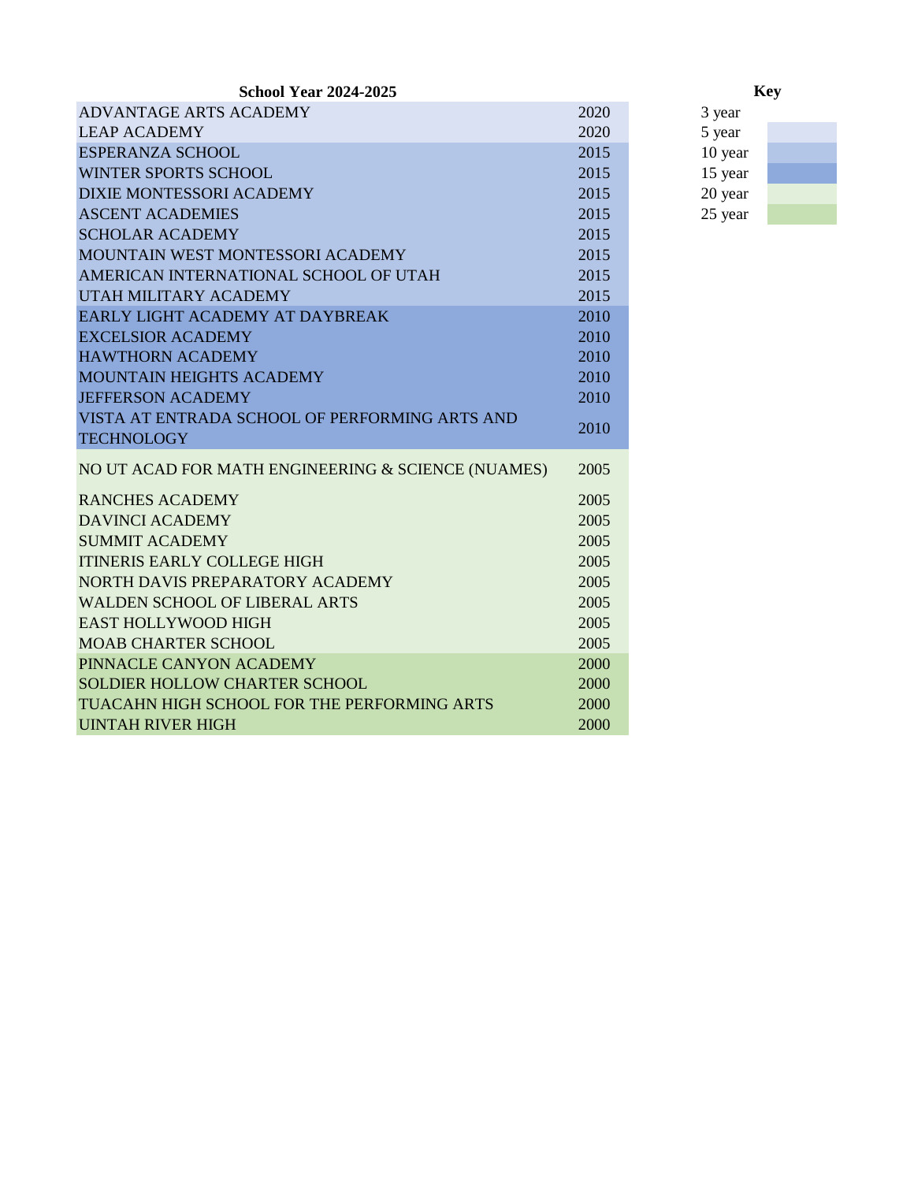**School Year 2024-2025**

| | |
|---|---|
| ADVANTAGE ARTS ACADEMY | 2020 |
| LEAP ACADEMY | 2020 |
| ESPERANZA SCHOOL | 2015 |
| WINTER SPORTS SCHOOL | 2015 |
| DIXIE MONTESSORI ACADEMY | 2015 |
| ASCENT ACADEMIES | 2015 |
| SCHOLAR ACADEMY | 2015 |
| MOUNTAIN WEST MONTESSORI ACADEMY | 2015 |
| AMERICAN INTERNATIONAL SCHOOL OF UTAH | 2015 |
| UTAH MILITARY ACADEMY | 2015 |
| EARLY LIGHT ACADEMY AT DAYBREAK | 2010 |
| EXCELSIOR ACADEMY | 2010 |
| HAWTHORN ACADEMY | 2010 |
| MOUNTAIN HEIGHTS ACADEMY | 2010 |
| JEFFERSON ACADEMY | 2010 |
| VISTA AT ENTRADA SCHOOL OF PERFORMING ARTS AND TECHNOLOGY | 2010 |
| NO UT ACAD FOR MATH ENGINEERING & SCIENCE (NUAMES) | 2005 |
| RANCHES ACADEMY | 2005 |
| DAVINCI ACADEMY | 2005 |
| SUMMIT ACADEMY | 2005 |
| ITINERIS EARLY COLLEGE HIGH | 2005 |
| NORTH DAVIS PREPARATORY ACADEMY | 2005 |
| WALDEN SCHOOL OF LIBERAL ARTS | 2005 |
| EAST HOLLYWOOD HIGH | 2005 |
| MOAB CHARTER SCHOOL | 2005 |
| PINNACLE CANYON ACADEMY | 2000 |
| SOLDIER HOLLOW CHARTER SCHOOL | 2000 |
| TUACAHN HIGH SCHOOL FOR THE PERFORMING ARTS | 2000 |
| UINTAH RIVER HIGH | 2000 |

**Key**

- 3 year
- 5 year
- 10 year
- 15 year
- 20 year
- 25 year